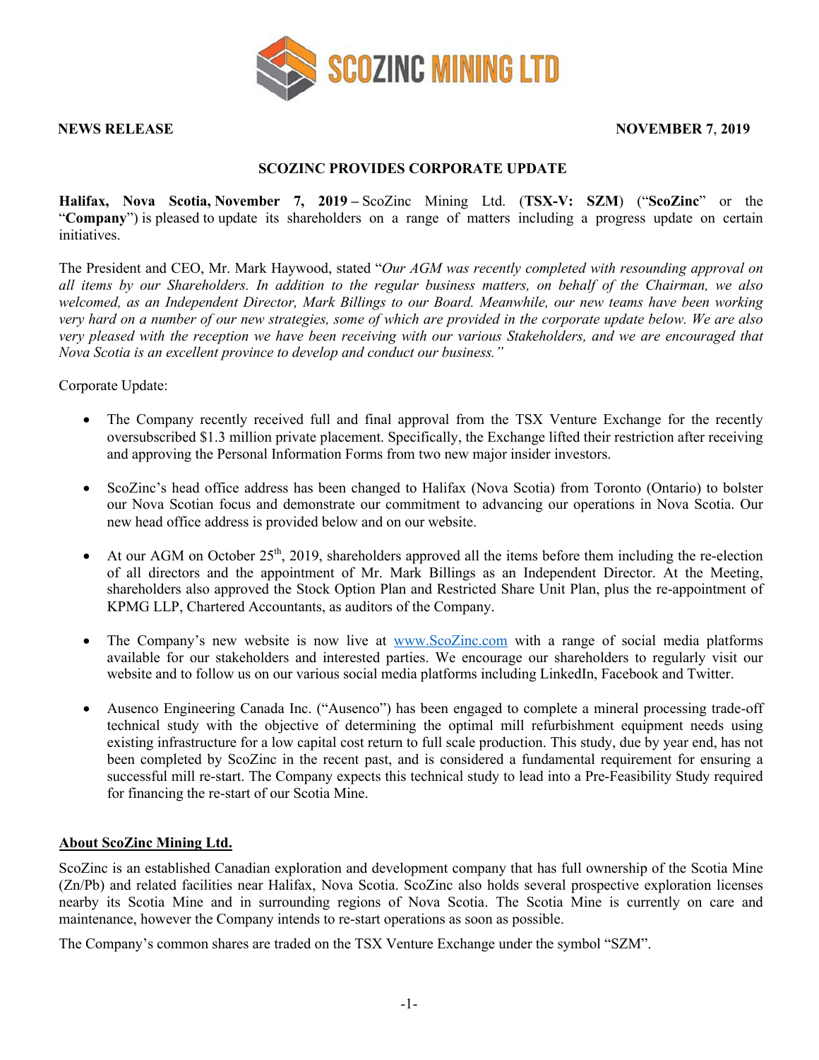**SCOZINC MINING LTD**

**NEWS RELEASE** **NOVEMBER 7, 2019**

# SCOZINC PROVIDES CORPORATE UPDATE

**Halifax, Nova Scotia, November 7, 2019 –** ScoZinc Mining Ltd. (**TSX-V: SZM**) ("**ScoZinc**" or the "**Company**") is pleased to update its shareholders on a range of matters including a progress update on certain initiatives.

The President and CEO, Mr. Mark Haywood, stated "*Our AGM was recently completed with resounding approval on all items by our Shareholders. In addition to the regular business matters, on behalf of the Chairman, we also welcomed, as an Independent Director, Mark Billings to our Board. Meanwhile, our new teams have been working very hard on a number of our new strategies, some of which are provided in the corporate update below. We are also very pleased with the reception we have been receiving with our various Stakeholders, and we are encouraged that Nova Scotia is an excellent province to develop and conduct our business.*"

Corporate Update:

- The Company recently received full and final approval from the TSX Venture Exchange for the recently oversubscribed $1.3 million private placement. Specifically, the Exchange lifted their restriction after receiving and approving the Personal Information Forms from two new major insider investors.
- ScoZinc's head office address has been changed to Halifax (Nova Scotia) from Toronto (Ontario) to bolster our Nova Scotian focus and demonstrate our commitment to advancing our operations in Nova Scotia. Our new head office address is provided below and on our website.
- At our AGM on October 25th, 2019, shareholders approved all the items before them including the re-election of all directors and the appointment of Mr. Mark Billings as an Independent Director. At the Meeting, shareholders also approved the Stock Option Plan and Restricted Share Unit Plan, plus the re-appointment of KPMG LLP, Chartered Accountants, as auditors of the Company.
- The Company's new website is now live at www.ScoZinc.com with a range of social media platforms available for our stakeholders and interested parties. We encourage our shareholders to regularly visit our website and to follow us on our various social media platforms including LinkedIn, Facebook and Twitter.
- Ausenco Engineering Canada Inc. ("Ausenco") has been engaged to complete a mineral processing trade-off technical study with the objective of determining the optimal mill refurbishment equipment needs using existing infrastructure for a low capital cost return to full scale production. This study, due by year end, has not been completed by ScoZinc in the recent past, and is considered a fundamental requirement for ensuring a successful mill re-start. The Company expects this technical study to lead into a Pre-Feasibility Study required for financing the re-start of our Scotia Mine.

## About ScoZinc Mining Ltd.

ScoZinc is an established Canadian exploration and development company that has full ownership of the Scotia Mine (Zn/Pb) and related facilities near Halifax, Nova Scotia. ScoZinc also holds several prospective exploration licenses nearby its Scotia Mine and in surrounding regions of Nova Scotia. The Scotia Mine is currently on care and maintenance, however the Company intends to re-start operations as soon as possible.

The Company's common shares are traded on the TSX Venture Exchange under the symbol "SZM".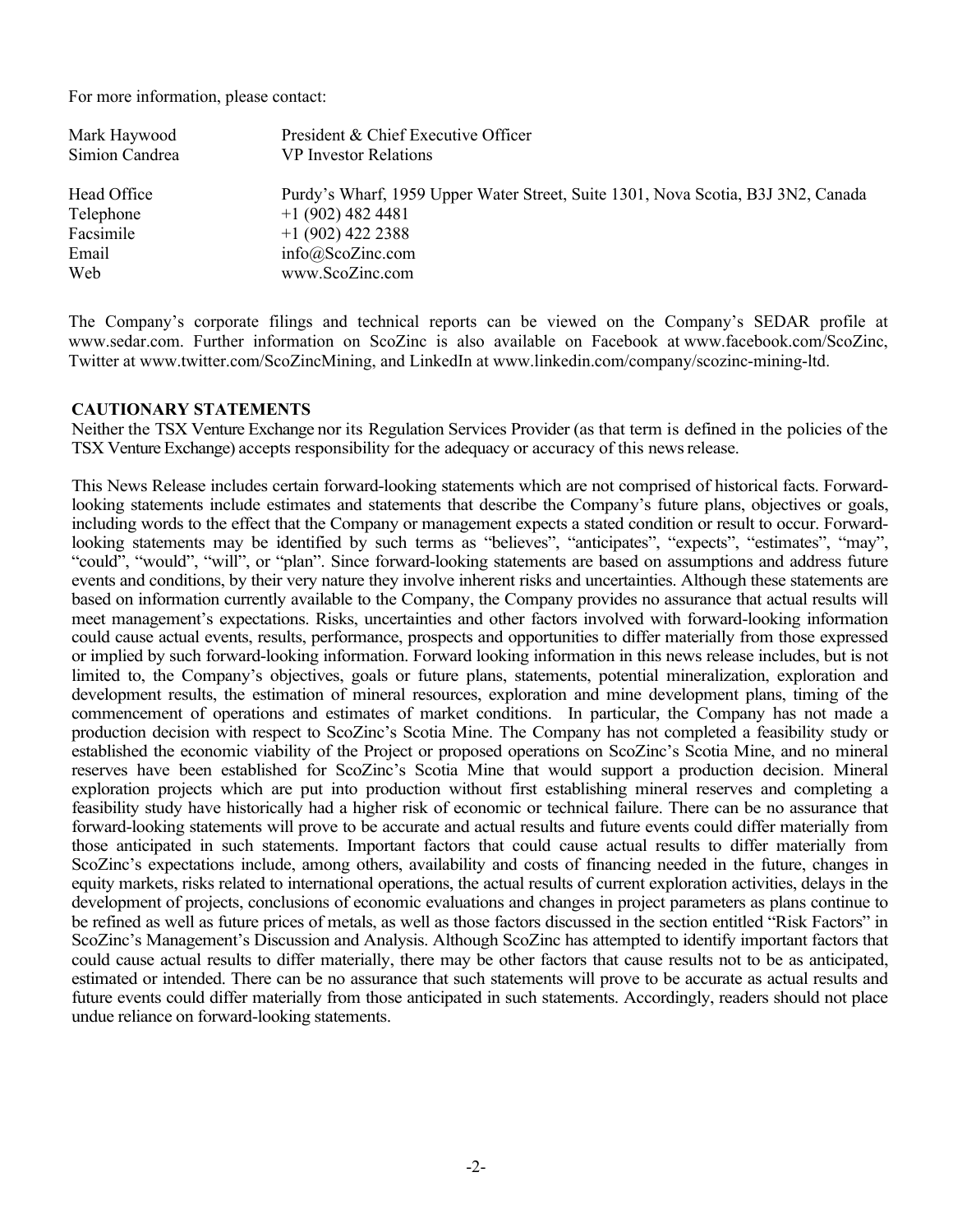For more information, please contact:

| | |
|---|---|
| Mark Haywood | President & Chief Executive Officer |
| Simion Candrea | VP Investor Relations |
| | |
| Head Office | Purdy's Wharf, 1959 Upper Water Street, Suite 1301, Nova Scotia, B3J 3N2, Canada |
| Telephone | +1 (902) 482 4481 |
| Facsimile | +1 (902) 422 2388 |
| Email | info@ScoZinc.com |
| Web | www.ScoZinc.com |

The Company's corporate filings and technical reports can be viewed on the Company's SEDAR profile at www.sedar.com. Further information on ScoZinc is also available on Facebook at www.facebook.com/ScoZinc, Twitter at www.twitter.com/ScoZincMining, and LinkedIn at www.linkedin.com/company/scozinc-mining-ltd.

**CAUTIONARY STATEMENTS**

Neither the TSX Venture Exchange nor its Regulation Services Provider (as that term is defined in the policies of the TSX Venture Exchange) accepts responsibility for the adequacy or accuracy of this news release.

This News Release includes certain forward-looking statements which are not comprised of historical facts. Forward-looking statements include estimates and statements that describe the Company's future plans, objectives or goals, including words to the effect that the Company or management expects a stated condition or result to occur. Forward-looking statements may be identified by such terms as "believes", "anticipates", "expects", "estimates", "may", "could", "would", "will", or "plan". Since forward-looking statements are based on assumptions and address future events and conditions, by their very nature they involve inherent risks and uncertainties. Although these statements are based on information currently available to the Company, the Company provides no assurance that actual results will meet management's expectations. Risks, uncertainties and other factors involved with forward-looking information could cause actual events, results, performance, prospects and opportunities to differ materially from those expressed or implied by such forward-looking information. Forward looking information in this news release includes, but is not limited to, the Company's objectives, goals or future plans, statements, potential mineralization, exploration and development results, the estimation of mineral resources, exploration and mine development plans, timing of the commencement of operations and estimates of market conditions. In particular, the Company has not made a production decision with respect to ScoZinc's Scotia Mine. The Company has not completed a feasibility study or established the economic viability of the Project or proposed operations on ScoZinc's Scotia Mine, and no mineral reserves have been established for ScoZinc's Scotia Mine that would support a production decision. Mineral exploration projects which are put into production without first establishing mineral reserves and completing a feasibility study have historically had a higher risk of economic or technical failure. There can be no assurance that forward-looking statements will prove to be accurate and actual results and future events could differ materially from those anticipated in such statements. Important factors that could cause actual results to differ materially from ScoZinc's expectations include, among others, availability and costs of financing needed in the future, changes in equity markets, risks related to international operations, the actual results of current exploration activities, delays in the development of projects, conclusions of economic evaluations and changes in project parameters as plans continue to be refined as well as future prices of metals, as well as those factors discussed in the section entitled "Risk Factors" in ScoZinc's Management's Discussion and Analysis. Although ScoZinc has attempted to identify important factors that could cause actual results to differ materially, there may be other factors that cause results not to be as anticipated, estimated or intended. There can be no assurance that such statements will prove to be accurate as actual results and future events could differ materially from those anticipated in such statements. Accordingly, readers should not place undue reliance on forward-looking statements.